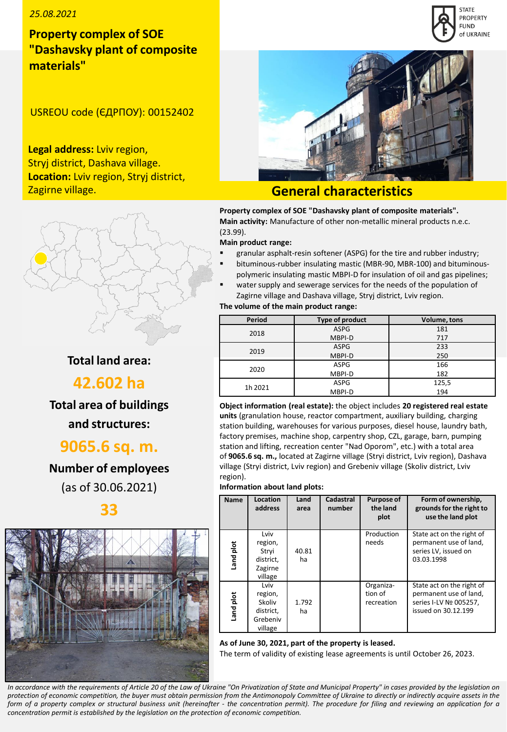*25.08.2021*

# Property complex of SOE "Dashavsky plant of composite materials"

USREOU code (ЄДРПОУ): 00152402

**Legal address:** Lviv region, Stryj district, Dashava village.
**Location:** Lviv region, Stryj district, Zagirne village.

STATE PROPERTY FUND of UKRAINE

## Total land area:

**42.602 ha**

## Total area of buildings and structures:

**9065.6 sq. m.**

## Number of employees

(as of 30.06.2021)

**33**

## General characteristics

**Property complex of SOE "Dashavsky plant of composite materials".**
**Main activity:** Manufacture of other non-metallic mineral products n.e.c. (23.99).

**Main product range:**

- granular asphalt-resin softener (ASPG) for the tire and rubber industry;
- bituminous-rubber insulating mastic (MBR-90, MBR-100) and bituminous-polymeric insulating mastic MBPI-D for insulation of oil and gas pipelines;
- water supply and sewerage services for the needs of the population of Zagirne village and Dashava village, Stryj district, Lviv region.

**The volume of the main product range:**

| Period | Type of product | Volume, tons |
|---|---|---|
| 2018 | ASPG | 181 |
| | MBPI-D | 717 |
| 2019 | ASPG | 233 |
| | MBPI-D | 250 |
| 2020 | ASPG | 166 |
| | MBPI-D | 182 |
| 1h 2021 | ASPG | 125,5 |
| | MBPI-D | 194 |

**Object information (real estate):** the object includes **20 registered real estate units** (granulation house, reactor compartment, auxiliary building, charging station building, warehouses for various purposes, diesel house, laundry bath, factory premises, machine shop, carpentry shop, CZL, garage, barn, pumping station and lifting, recreation center "Nad Oporom", etc.) with a total area of **9065.6 sq. m.,** located at Zagirne village (Stryi district, Lviv region), Dashava village (Stryi district, Lviv region) and Grebeniv village (Skoliv district, Lviv region).

**Information about land plots:**

| Name | Location address | Land area | Cadastral number | Purpose of the land plot | Form of ownership, grounds for the right to use the land plot |
|---|---|---|---|---|---|
| Land plot | Lviv region, Stryi district, Zagirne village | 40.81 ha | | Production needs | State act on the right of permanent use of land, series LV, issued on 03.03.1998 |
| Land plot | Lviv region, Skoliv district, Grebeniv village | 1.792 ha | | Organiza-tion of recreation | State act on the right of permanent use of land, series I-LV № 005257, issued on 30.12.199 |

**As of June 30, 2021, part of the property is leased.**
The term of validity of existing lease agreements is until October 26, 2023.

*In accordance with the requirements of Article 20 of the Law of Ukraine "On Privatization of State and Municipal Property" in cases provided by the legislation on protection of economic competition, the buyer must obtain permission from the Antimonopoly Committee of Ukraine to directly or indirectly acquire assets in the form of a property complex or structural business unit (hereinafter - the concentration permit). The procedure for filing and reviewing an application for a concentration permit is established by the legislation on the protection of economic competition.*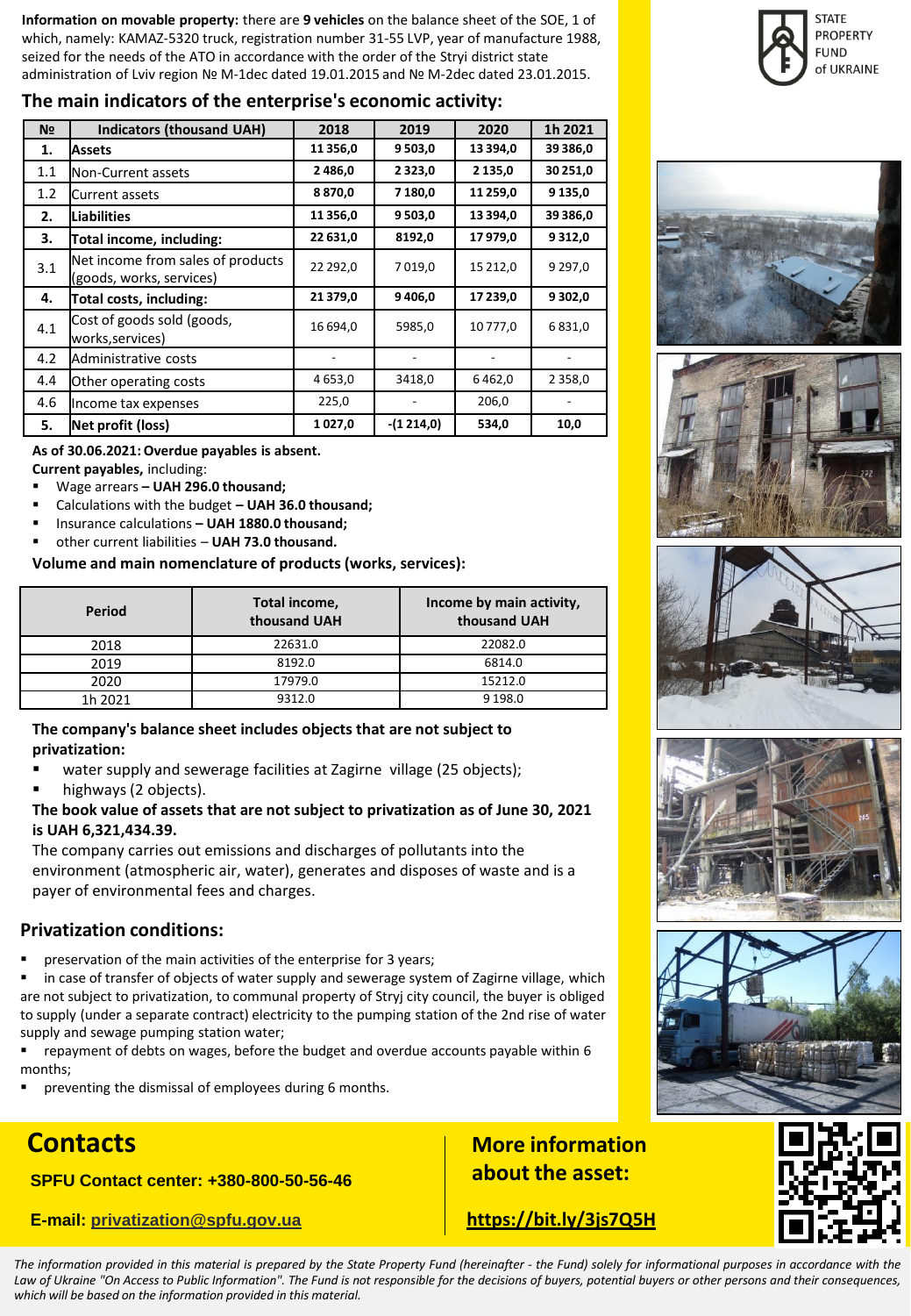**Information on movable property:** there are **9 vehicles** on the balance sheet of the SOE, 1 of which, namely: KAMAZ-5320 truck, registration number 31-55 LVP, year of manufacture 1988, seized for the needs of the ATO in accordance with the order of the Stryi district state administration of Lviv region № M-1dec dated 19.01.2015 and № M-2dec dated 23.01.2015.

## The main indicators of the enterprise's economic activity:

| № | Indicators (thousand UAH) | 2018 | 2019 | 2020 | 1h 2021 |
|---|---|---|---|---|---|
| **1.** | **Assets** | **11 356,0** | **9 503,0** | **13 394,0** | **39 386,0** |
| 1.1 | Non-Current assets | **2 486,0** | **2 323,0** | **2 135,0** | **30 251,0** |
| 1.2 | Current assets | **8 870,0** | **7 180,0** | **11 259,0** | **9 135,0** |
| **2.** | **Liabilities** | **11 356,0** | **9 503,0** | **13 394,0** | **39 386,0** |
| **3.** | **Total income, including:** | **22 631,0** | **8192,0** | **17 979,0** | **9 312,0** |
| 3.1 | Net income from sales of products (goods, works, services) | 22 292,0 | 7 019,0 | 15 212,0 | 9 297,0 |
| **4.** | **Total costs, including:** | **21 379,0** | **9 406,0** | **17 239,0** | **9 302,0** |
| 4.1 | Cost of goods sold (goods, works,services) | 16 694,0 | 5985,0 | 10 777,0 | 6 831,0 |
| 4.2 | Administrative costs | - | - | - | - |
| 4.4 | Other operating costs | 4 653,0 | 3418,0 | 6 462,0 | 2 358,0 |
| 4.6 | Income tax expenses | 225,0 | - | 206,0 | - |
| **5.** | **Net profit (loss)** | **1 027,0** | **-(1 214,0)** | **534,0** | **10,0** |

**As of 30.06.2021: Overdue payables is absent.**

**Current payables,** including:

- Wage arrears **– UAH 296.0 thousand;**
- Calculations with the budget **– UAH 36.0 thousand;**
- Insurance calculations **– UAH 1880.0 thousand;**
- other current liabilities – **UAH 73.0 thousand.**

**Volume and main nomenclature of products (works, services):**

| Period | Total income, thousand UAH | Income by main activity, thousand UAH |
|---|---|---|
| 2018 | 22631.0 | 22082.0 |
| 2019 | 8192.0 | 6814.0 |
| 2020 | 17979.0 | 15212.0 |
| 1h 2021 | 9312.0 | 9 198.0 |

**The company's balance sheet includes objects that are not subject to privatization:**

- water supply and sewerage facilities at Zagirne village (25 objects);
- highways (2 objects).

**The book value of assets that are not subject to privatization as of June 30, 2021 is UAH 6,321,434.39.**

The company carries out emissions and discharges of pollutants into the environment (atmospheric air, water), generates and disposes of waste and is a payer of environmental fees and charges.

## Privatization conditions:

- preservation of the main activities of the enterprise for 3 years;
- in case of transfer of objects of water supply and sewerage system of Zagirne village, which are not subject to privatization, to communal property of Stryj city council, the buyer is obliged to supply (under a separate contract) electricity to the pumping station of the 2nd rise of water supply and sewage pumping station water;
- repayment of debts on wages, before the budget and overdue accounts payable within 6 months;
- preventing the dismissal of employees during 6 months.

# Contacts

**SPFU Contact center: +380-800-50-56-46**

**E-mail: privatization@spfu.gov.ua**

## More information about the asset:

**https://bit.ly/3js7Q5H**

*The information provided in this material is prepared by the State Property Fund (hereinafter - the Fund) solely for informational purposes in accordance with the Law of Ukraine "On Access to Public Information". The Fund is not responsible for the decisions of buyers, potential buyers or other persons and their consequences, which will be based on the information provided in this material.*